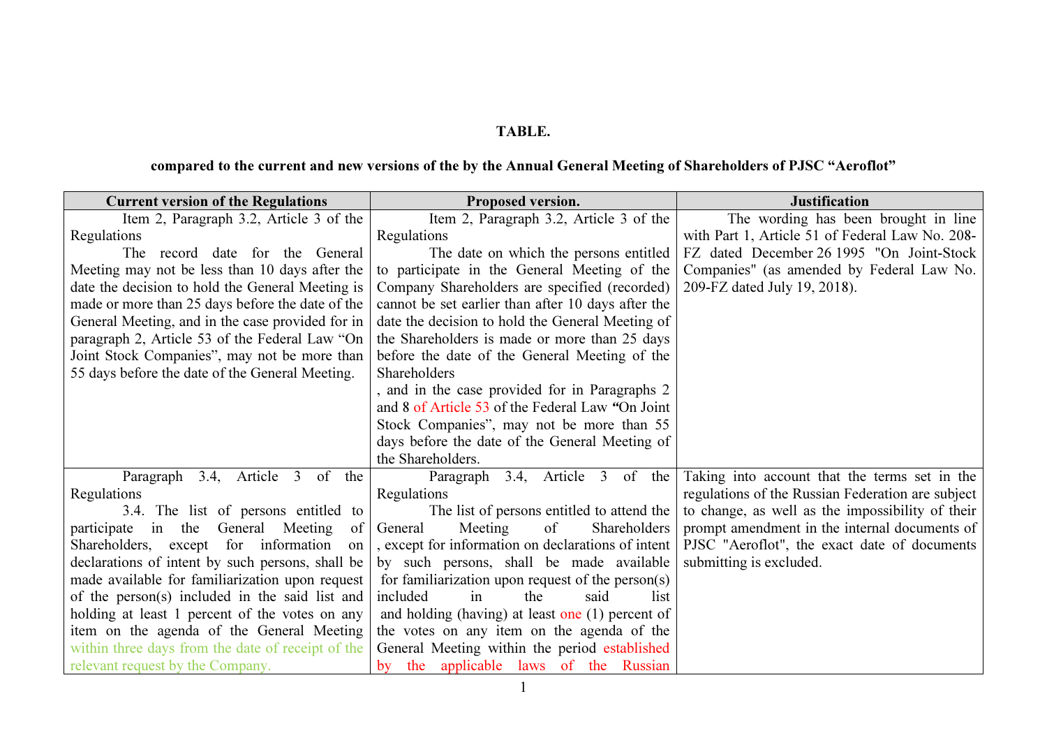**TABLE.**

**compared to the current and new versions of the by the Annual General Meeting of Shareholders of PJSC "Aeroflot"**

| Current version of the Regulations | Proposed version. | Justification |
|---|---|---|
| Item 2, Paragraph 3.2, Article 3 of the Regulations<br>The record date for the General Meeting may not be less than 10 days after the date the decision to hold the General Meeting is made or more than 25 days before the date of the General Meeting, and in the case provided for in paragraph 2, Article 53 of the Federal Law "On Joint Stock Companies", may not be more than 55 days before the date of the General Meeting. | Item 2, Paragraph 3.2, Article 3 of the Regulations<br>The date on which the persons entitled to participate in the General Meeting of the Company Shareholders are specified (recorded) cannot be set earlier than after 10 days after the date the decision to hold the General Meeting of the Shareholders is made or more than 25 days before the date of the General Meeting of the Shareholders<br>, and in the case provided for in Paragraphs 2 and 8 of Article 53 of the Federal Law "On Joint Stock Companies", may not be more than 55 days before the date of the General Meeting of the Shareholders. | The wording has been brought in line with Part 1, Article 51 of Federal Law No. 208-FZ dated December 26 1995 "On Joint-Stock Companies" (as amended by Federal Law No. 209-FZ dated July 19, 2018). |
| Paragraph 3.4, Article 3 of the Regulations<br>3.4. The list of persons entitled to participate in the General Meeting of Shareholders, except for information on declarations of intent by such persons, shall be made available for familiarization upon request of the person(s) included in the said list and holding at least 1 percent of the votes on any item on the agenda of the General Meeting within three days from the date of receipt of the relevant request by the Company. | Paragraph 3.4, Article 3 of the Regulations<br>The list of persons entitled to attend the General Meeting of Shareholders , except for information on declarations of intent by such persons, shall be made available for familiarization upon request of the person(s) included in the said list and holding (having) at least one (1) percent of the votes on any item on the agenda of the General Meeting within the period established by the applicable laws of the Russian | Taking into account that the terms set in the regulations of the Russian Federation are subject to change, as well as the impossibility of their prompt amendment in the internal documents of PJSC "Aeroflot", the exact date of documents submitting is excluded. |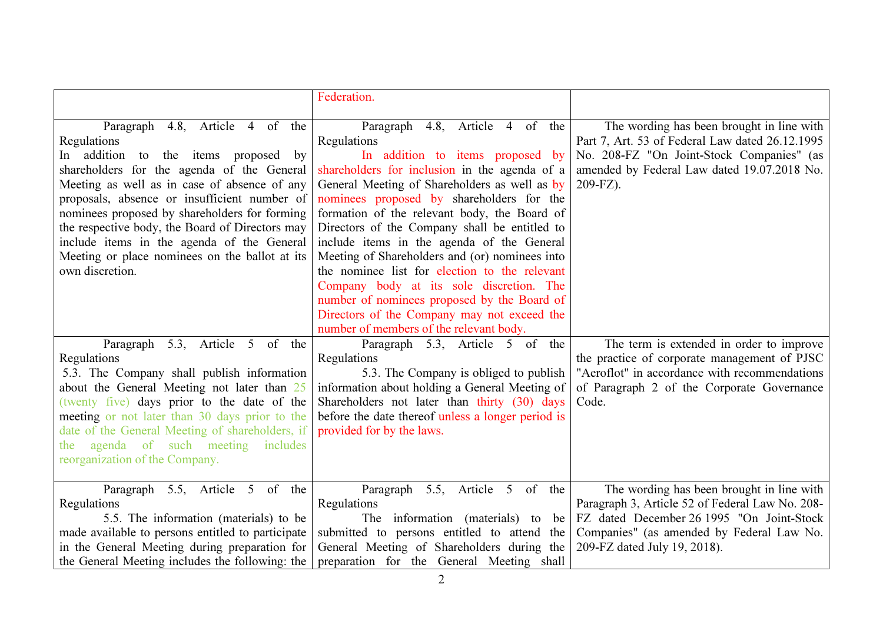| | | |
|---|---|---|
| | Federation. | |
| Paragraph 4.8, Article 4 of the Regulations<br>In addition to the items proposed by shareholders for the agenda of the General Meeting as well as in case of absence of any proposals, absence or insufficient number of nominees proposed by shareholders for forming the respective body, the Board of Directors may include items in the agenda of the General Meeting or place nominees on the ballot at its own discretion. | Paragraph 4.8, Article 4 of the Regulations<br>In addition to items proposed by shareholders for inclusion in the agenda of a General Meeting of Shareholders as well as by nominees proposed by shareholders for the formation of the relevant body, the Board of Directors of the Company shall be entitled to include items in the agenda of the General Meeting of Shareholders and (or) nominees into the nominee list for election to the relevant Company body at its sole discretion. The number of nominees proposed by the Board of Directors of the Company may not exceed the number of members of the relevant body. | The wording has been brought in line with Part 7, Art. 53 of Federal Law dated 26.12.1995 No. 208-FZ "On Joint-Stock Companies" (as amended by Federal Law dated 19.07.2018 No. 209-FZ). |
| Paragraph 5.3, Article 5 of the Regulations<br>5.3. The Company shall publish information about the General Meeting not later than 25 (twenty five) days prior to the date of the meeting or not later than 30 days prior to the date of the General Meeting of shareholders, if the agenda of such meeting includes reorganization of the Company. | Paragraph 5.3, Article 5 of the Regulations<br>5.3. The Company is obliged to publish information about holding a General Meeting of Shareholders not later than thirty (30) days before the date thereof unless a longer period is provided for by the laws. | The term is extended in order to improve the practice of corporate management of PJSC "Aeroflot" in accordance with recommendations of Paragraph 2 of the Corporate Governance Code. |
| Paragraph 5.5, Article 5 of the Regulations<br>5.5. The information (materials) to be made available to persons entitled to participate in the General Meeting during preparation for the General Meeting includes the following: the | Paragraph 5.5, Article 5 of the Regulations<br>The information (materials) to be submitted to persons entitled to attend the General Meeting of Shareholders during the preparation for the General Meeting shall | The wording has been brought in line with Paragraph 3, Article 52 of Federal Law No. 208-FZ dated December 26 1995 "On Joint-Stock Companies" (as amended by Federal Law No. 209-FZ dated July 19, 2018). |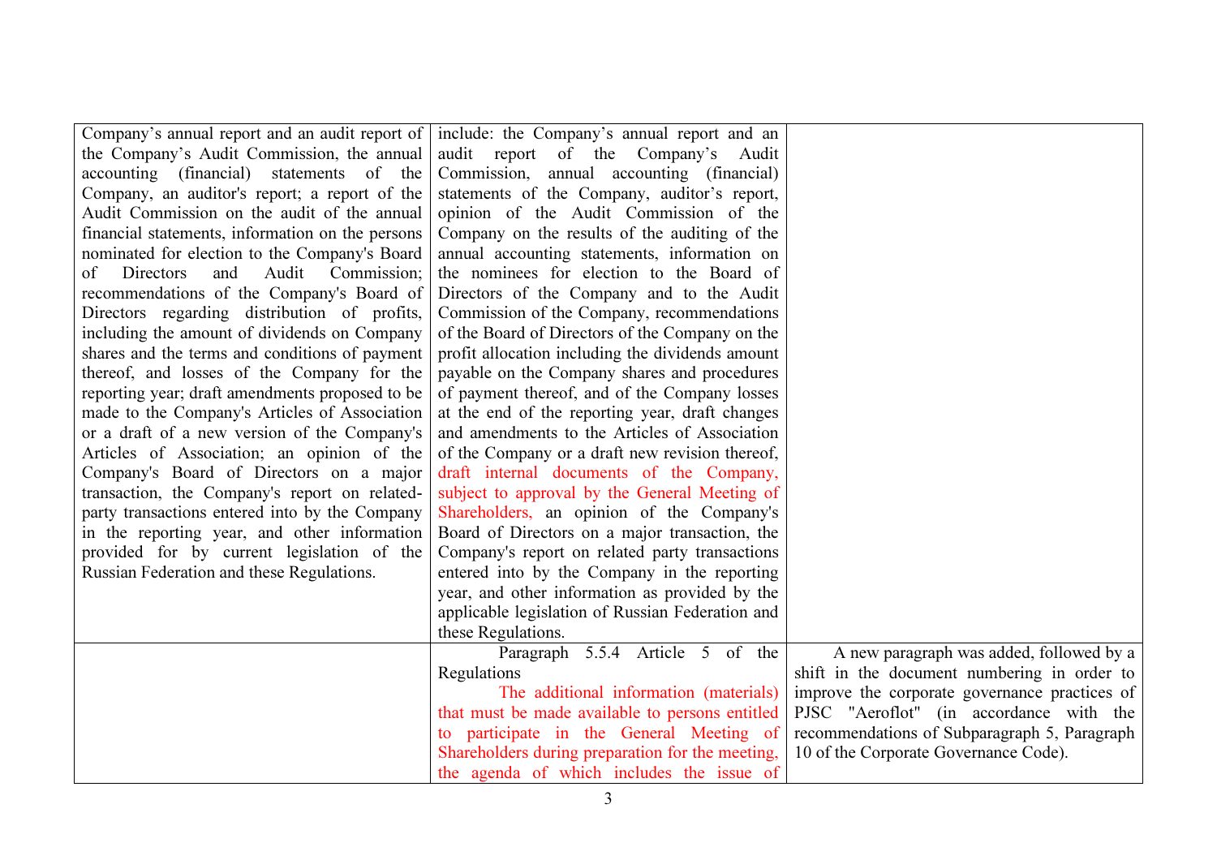| | | |
|---|---|---|
| Company's annual report and an audit report of the Company's Audit Commission, the annual accounting (financial) statements of the Company, an auditor's report; a report of the Audit Commission on the audit of the annual financial statements, information on the persons nominated for election to the Company's Board of Directors and Audit Commission; recommendations of the Company's Board of Directors regarding distribution of profits, including the amount of dividends on Company shares and the terms and conditions of payment thereof, and losses of the Company for the reporting year; draft amendments proposed to be made to the Company's Articles of Association or a draft of a new version of the Company's Articles of Association; an opinion of the Company's Board of Directors on a major transaction, the Company's report on related-party transactions entered into by the Company in the reporting year, and other information provided for by current legislation of the Russian Federation and these Regulations. | include: the Company's annual report and an audit report of the Company's Audit Commission, annual accounting (financial) statements of the Company, auditor's report, opinion of the Audit Commission of the Company on the results of the auditing of the annual accounting statements, information on the nominees for election to the Board of Directors of the Company and to the Audit Commission of the Company, recommendations of the Board of Directors of the Company on the profit allocation including the dividends amount payable on the Company shares and procedures of payment thereof, and of the Company losses at the end of the reporting year, draft changes and amendments to the Articles of Association of the Company or a draft new revision thereof, draft internal documents of the Company, subject to approval by the General Meeting of Shareholders, an opinion of the Company's Board of Directors on a major transaction, the Company's report on related party transactions entered into by the Company in the reporting year, and other information as provided by the applicable legislation of Russian Federation and these Regulations. | |
| | Paragraph 5.5.4 Article 5 of the Regulations<br>The additional information (materials) that must be made available to persons entitled to participate in the General Meeting of Shareholders during preparation for the meeting, the agenda of which includes the issue of | A new paragraph was added, followed by a shift in the document numbering in order to improve the corporate governance practices of PJSC "Aeroflot" (in accordance with the recommendations of Subparagraph 5, Paragraph 10 of the Corporate Governance Code). |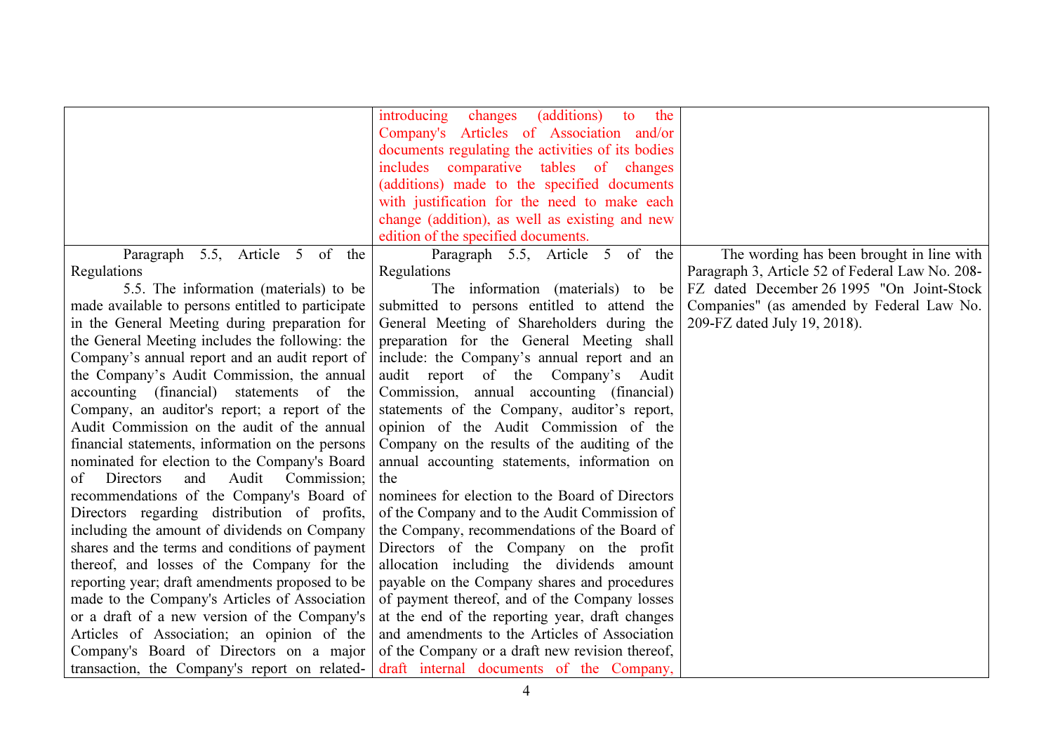| | | |
|---|---|---|
| | introducing changes (additions) to the Company's Articles of Association and/or documents regulating the activities of its bodies includes comparative tables of changes (additions) made to the specified documents with justification for the need to make each change (addition), as well as existing and new edition of the specified documents. | |
| Paragraph 5.5, Article 5 of the Regulations<br>5.5. The information (materials) to be made available to persons entitled to participate in the General Meeting during preparation for the General Meeting includes the following: the Company's annual report and an audit report of the Company's Audit Commission, the annual accounting (financial) statements of the Company, an auditor's report; a report of the Audit Commission on the audit of the annual financial statements, information on the persons nominated for election to the Company's Board of Directors and Audit Commission; recommendations of the Company's Board of Directors regarding distribution of profits, including the amount of dividends on Company shares and the terms and conditions of payment thereof, and losses of the Company for the reporting year; draft amendments proposed to be made to the Company's Articles of Association or a draft of a new version of the Company's Articles of Association; an opinion of the Company's Board of Directors on a major transaction, the Company's report on related- | Paragraph 5.5, Article 5 of the Regulations<br>The information (materials) to be submitted to persons entitled to attend the General Meeting of Shareholders during the preparation for the General Meeting shall include: the Company's annual report and an audit report of the Company's Audit Commission, annual accounting (financial) statements of the Company, auditor's report, opinion of the Audit Commission of the Company on the results of the auditing of the annual accounting statements, information on the nominees for election to the Board of Directors of the Company and to the Audit Commission of the Company, recommendations of the Board of Directors of the Company on the profit allocation including the dividends amount payable on the Company shares and procedures of payment thereof, and of the Company losses at the end of the reporting year, draft changes and amendments to the Articles of Association of the Company or a draft new revision thereof, draft internal documents of the Company, | The wording has been brought in line with Paragraph 3, Article 52 of Federal Law No. 208-FZ dated December 26 1995 "On Joint-Stock Companies" (as amended by Federal Law No. 209-FZ dated July 19, 2018). |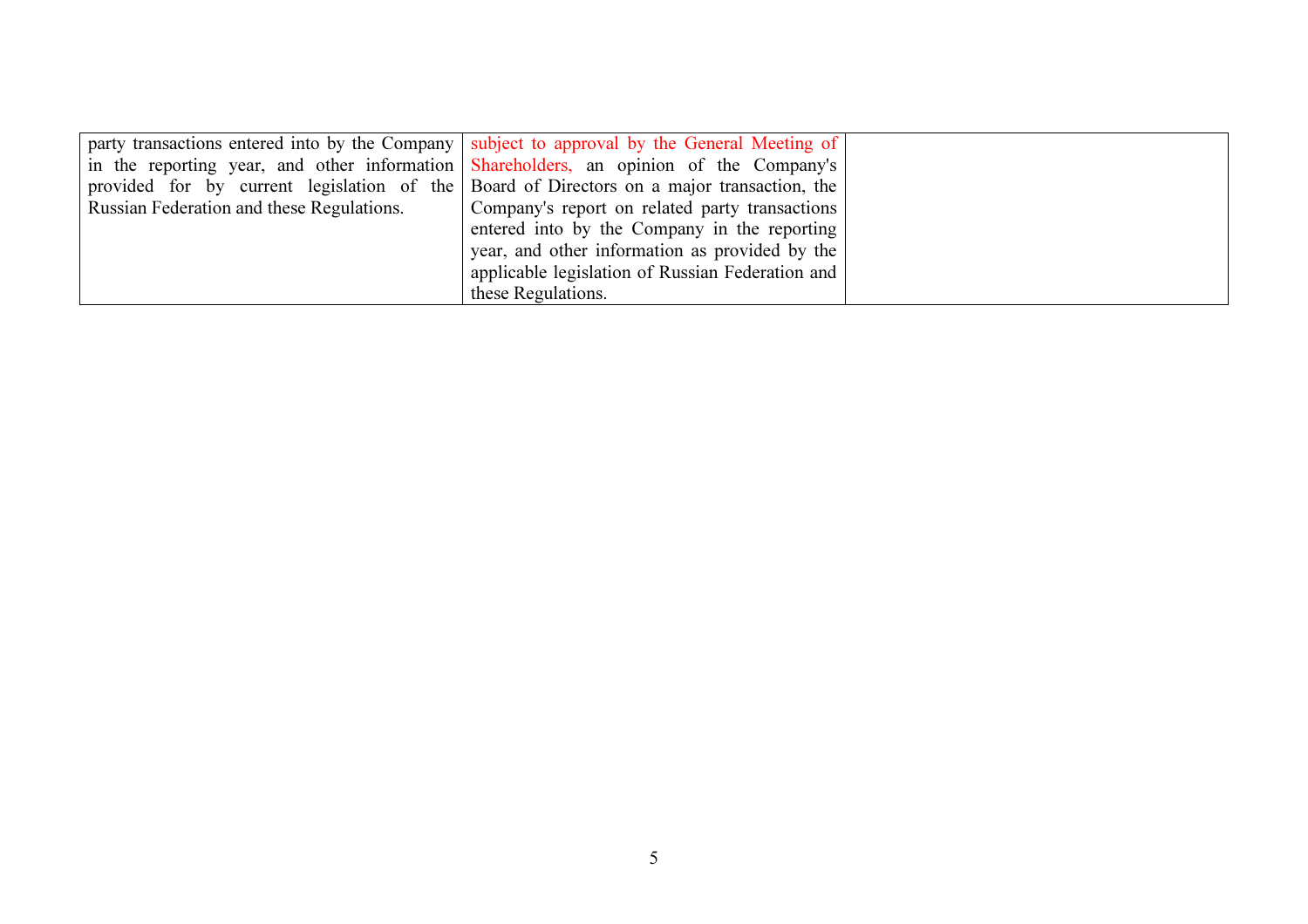| | | |
|---|---|---|
| party transactions entered into by the Company in the reporting year, and other information provided for by current legislation of the Russian Federation and these Regulations. | subject to approval by the General Meeting of Shareholders, an opinion of the Company's Board of Directors on a major transaction, the Company's report on related party transactions entered into by the Company in the reporting year, and other information as provided by the applicable legislation of Russian Federation and these Regulations. | |